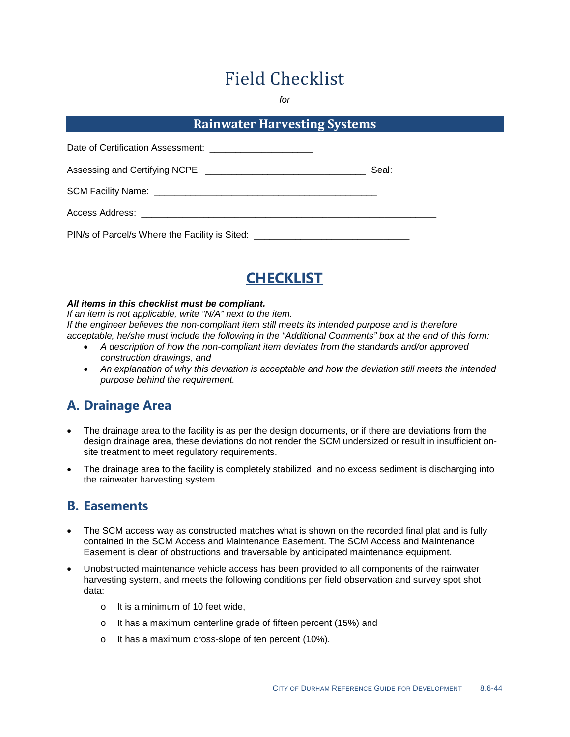# Field Checklist

*for*

## Rainwater Harvesting Systems

Date of Certification Assessment: ____________________

Assessing and Certifying NCPE: _______________________________ Seal:

SCM Facility Name: ___________________________________________

Access Address: _________________________________________________________

PIN/s of Parcel/s Where the Facility is Sited: _____________________________

## CHECKLIST

***All items in this checklist must be compliant.***
*If an item is not applicable, write "N/A" next to the item.*
*If the engineer believes the non-compliant item still meets its intended purpose and is therefore acceptable, he/she must include the following in the "Additional Comments" box at the end of this form:*

- *A description of how the non-compliant item deviates from the standards and/or approved construction drawings, and*
- *An explanation of why this deviation is acceptable and how the deviation still meets the intended purpose behind the requirement.*

### A. Drainage Area

- The drainage area to the facility is as per the design documents, or if there are deviations from the design drainage area, these deviations do not render the SCM undersized or result in insufficient on-site treatment to meet regulatory requirements.
- The drainage area to the facility is completely stabilized, and no excess sediment is discharging into the rainwater harvesting system.

### B. Easements

- The SCM access way as constructed matches what is shown on the recorded final plat and is fully contained in the SCM Access and Maintenance Easement. The SCM Access and Maintenance Easement is clear of obstructions and traversable by anticipated maintenance equipment.
- Unobstructed maintenance vehicle access has been provided to all components of the rainwater harvesting system, and meets the following conditions per field observation and survey spot shot data:
  - It is a minimum of 10 feet wide,
  - It has a maximum centerline grade of fifteen percent (15%) and
  - It has a maximum cross-slope of ten percent (10%).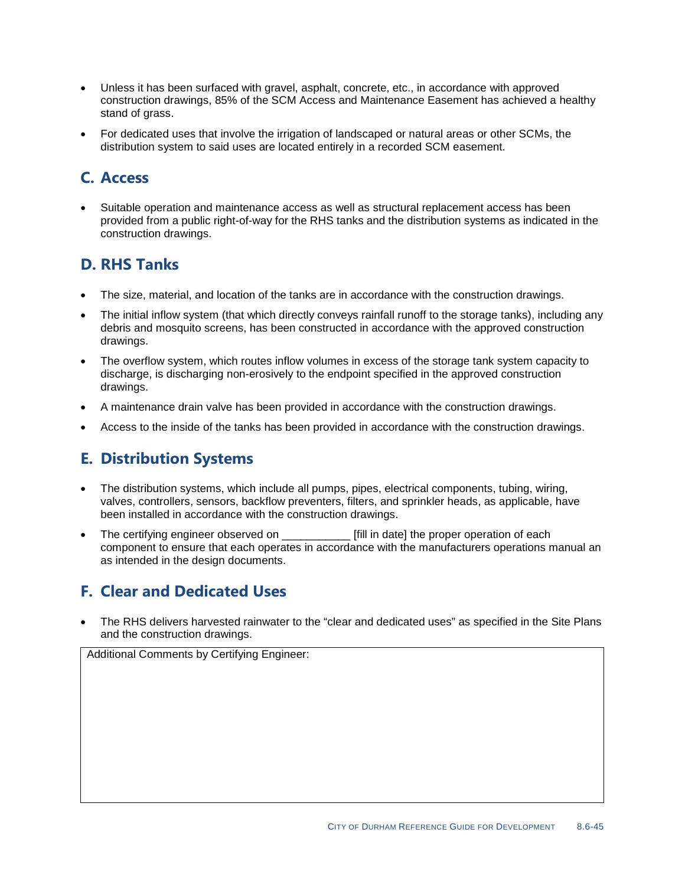- Unless it has been surfaced with gravel, asphalt, concrete, etc., in accordance with approved construction drawings, 85% of the SCM Access and Maintenance Easement has achieved a healthy stand of grass.
- For dedicated uses that involve the irrigation of landscaped or natural areas or other SCMs, the distribution system to said uses are located entirely in a recorded SCM easement.

## C. Access

- Suitable operation and maintenance access as well as structural replacement access has been provided from a public right-of-way for the RHS tanks and the distribution systems as indicated in the construction drawings.

## D. RHS Tanks

- The size, material, and location of the tanks are in accordance with the construction drawings.
- The initial inflow system (that which directly conveys rainfall runoff to the storage tanks), including any debris and mosquito screens, has been constructed in accordance with the approved construction drawings.
- The overflow system, which routes inflow volumes in excess of the storage tank system capacity to discharge, is discharging non-erosively to the endpoint specified in the approved construction drawings.
- A maintenance drain valve has been provided in accordance with the construction drawings.
- Access to the inside of the tanks has been provided in accordance with the construction drawings.

## E. Distribution Systems

- The distribution systems, which include all pumps, pipes, electrical components, tubing, wiring, valves, controllers, sensors, backflow preventers, filters, and sprinkler heads, as applicable, have been installed in accordance with the construction drawings.
- The certifying engineer observed on ___________ [fill in date] the proper operation of each component to ensure that each operates in accordance with the manufacturers operations manual an as intended in the design documents.

## F. Clear and Dedicated Uses

- The RHS delivers harvested rainwater to the "clear and dedicated uses" as specified in the Site Plans and the construction drawings.

| Additional Comments by Certifying Engineer: |
| --- |
| |